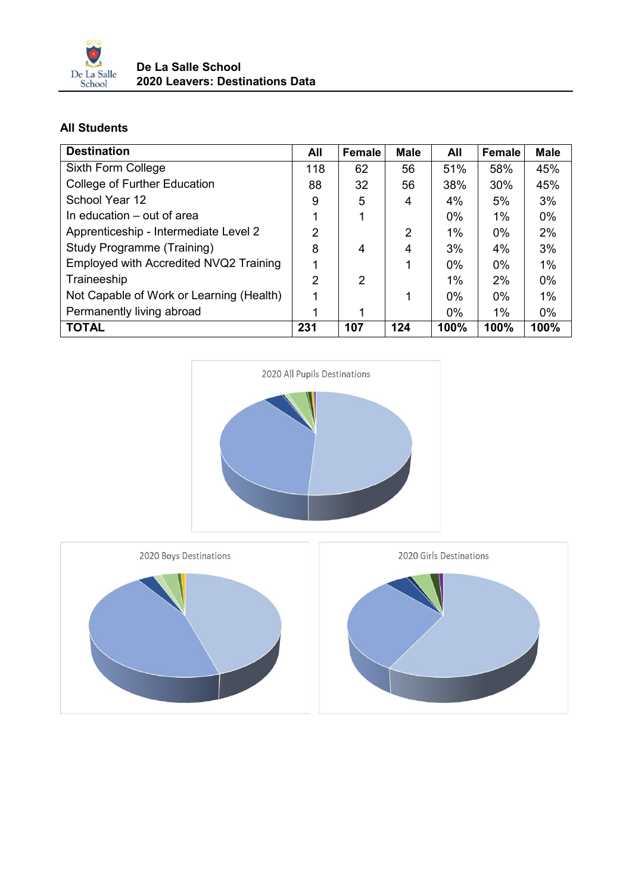**De La Salle School**
**2020 Leavers: Destinations Data**

## All Students

| Destination | All | Female | Male | All | Female | Male |
|---|---|---|---|---|---|---|
| Sixth Form College | 118 | 62 | 56 | 51% | 58% | 45% |
| College of Further Education | 88 | 32 | 56 | 38% | 30% | 45% |
| School Year 12 | 9 | 5 | 4 | 4% | 5% | 3% |
| In education – out of area | 1 | 1 | | 0% | 1% | 0% |
| Apprenticeship - Intermediate Level 2 | 2 | | 2 | 1% | 0% | 2% |
| Study Programme (Training) | 8 | 4 | 4 | 3% | 4% | 3% |
| Employed with Accredited NVQ2 Training | 1 | | 1 | 0% | 0% | 1% |
| Traineeship | 2 | 2 | | 1% | 2% | 0% |
| Not Capable of Work or Learning (Health) | 1 | | 1 | 0% | 0% | 1% |
| Permanently living abroad | 1 | 1 | | 0% | 1% | 0% |
| **TOTAL** | **231** | **107** | **124** | **100%** | **100%** | **100%** |

2020 All Pupils Destinations

2020 Boys Destinations

2020 Girls Destinations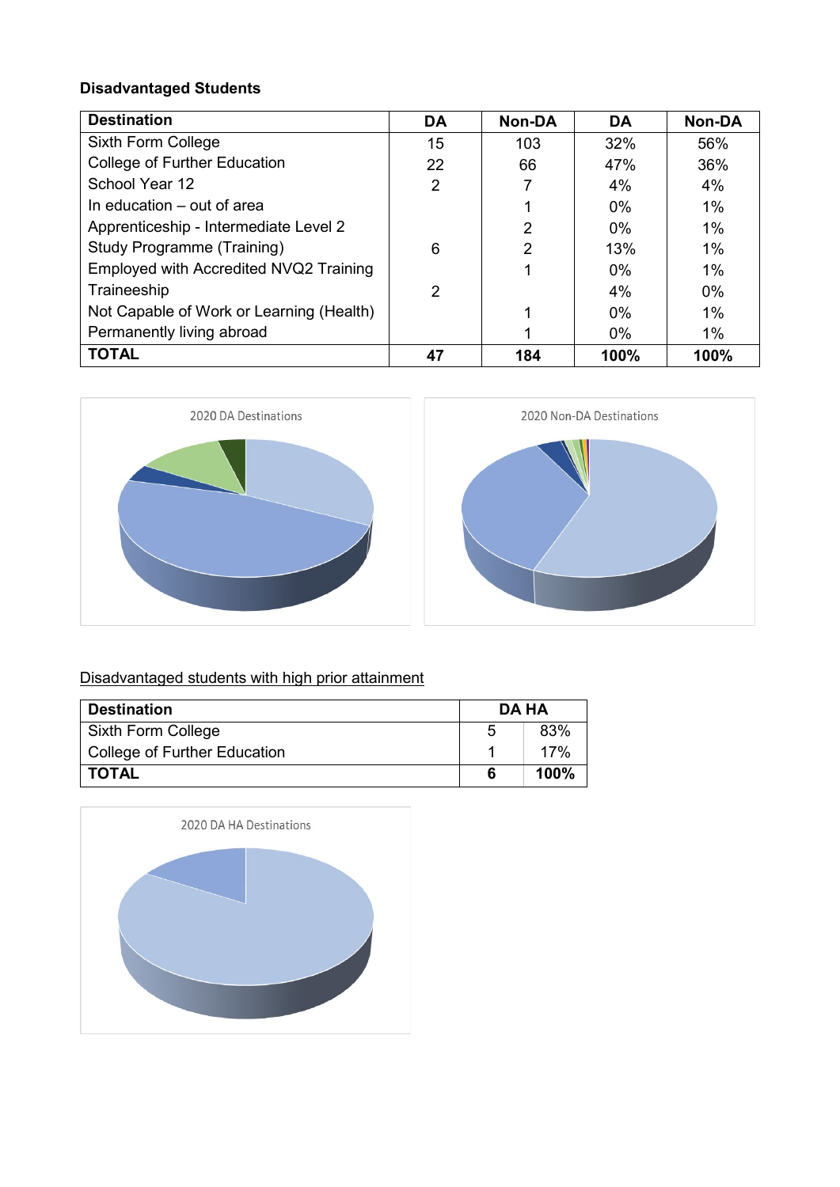**Disadvantaged Students**

| Destination | DA | Non-DA | DA | Non-DA |
|---|---|---|---|---|
| Sixth Form College | 15 | 103 | 32% | 56% |
| College of Further Education | 22 | 66 | 47% | 36% |
| School Year 12 | 2 | 7 | 4% | 4% |
| In education – out of area | | 1 | 0% | 1% |
| Apprenticeship - Intermediate Level 2 | | 2 | 0% | 1% |
| Study Programme (Training) | 6 | 2 | 13% | 1% |
| Employed with Accredited NVQ2 Training | | 1 | 0% | 1% |
| Traineeship | 2 | | 4% | 0% |
| Not Capable of Work or Learning (Health) | | 1 | 0% | 1% |
| Permanently living abroad | | 1 | 0% | 1% |
| **TOTAL** | **47** | **184** | **100%** | **100%** |

2020 DA Destinations

2020 Non-DA Destinations

Disadvantaged students with high prior attainment

| Destination | DA HA | |
|---|---|---|
| Sixth Form College | 5 | 83% |
| College of Further Education | 1 | 17% |
| **TOTAL** | **6** | **100%** |

2020 DA HA Destinations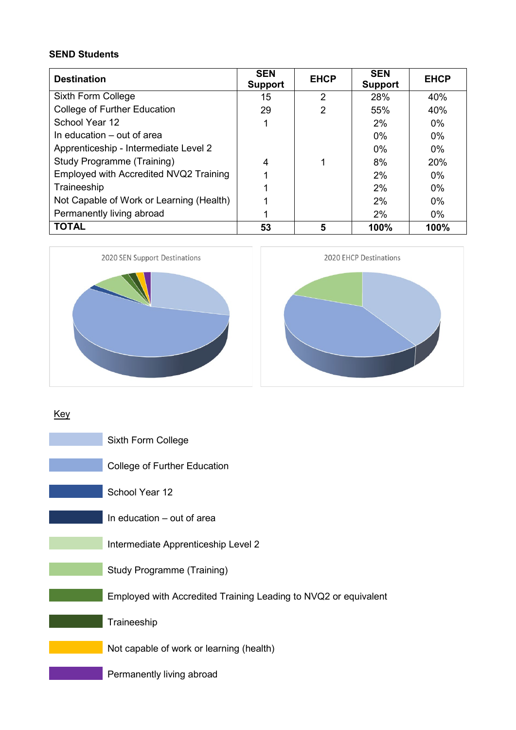**SEND Students**

| Destination | SEN Support | EHCP | SEN Support | EHCP |
|---|---|---|---|---|
| Sixth Form College | 15 | 2 | 28% | 40% |
| College of Further Education | 29 | 2 | 55% | 40% |
| School Year 12 | 1 | | 2% | 0% |
| In education – out of area | | | 0% | 0% |
| Apprenticeship - Intermediate Level 2 | | | 0% | 0% |
| Study Programme (Training) | 4 | 1 | 8% | 20% |
| Employed with Accredited NVQ2 Training | 1 | | 2% | 0% |
| Traineeship | 1 | | 2% | 0% |
| Not Capable of Work or Learning (Health) | 1 | | 2% | 0% |
| Permanently living abroad | 1 | | 2% | 0% |
| **TOTAL** | **53** | **5** | **100%** | **100%** |

2020 SEN Support Destinations

2020 EHCP Destinations

Key

Sixth Form College

College of Further Education

School Year 12

In education – out of area

Intermediate Apprenticeship Level 2

Study Programme (Training)

Employed with Accredited Training Leading to NVQ2 or equivalent

Traineeship

Not capable of work or learning (health)

Permanently living abroad